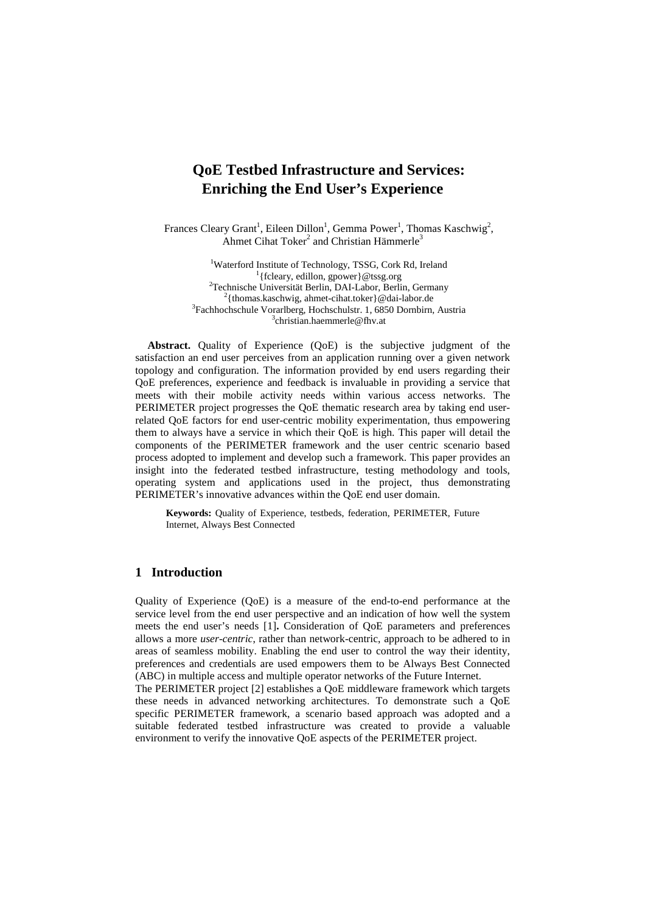# QoE Testbed Infrastructure and Services: Enriching the End User's Experience

Frances Cleary Grant[1], Eileen Dillon[1], Gemma Power[1], Thomas Kaschwig[2], Ahmet Cihat Toker[2] and Christian Hämmerle[3]

[1]Waterford Institute of Technology, TSSG, Cork Rd, Ireland
[1]{fcleary, edillon, gpower}@tssg.org
[2]Technische Universität Berlin, DAI-Labor, Berlin, Germany
[2]{thomas.kaschwig, ahmet-cihat.toker}@dai-labor.de
[3]Fachhochschule Vorarlberg, Hochschulstr. 1, 6850 Dornbirn, Austria
[3]christian.haemmerle@fhv.at

**Abstract.** Quality of Experience (QoE) is the subjective judgment of the satisfaction an end user perceives from an application running over a given network topology and configuration. The information provided by end users regarding their QoE preferences, experience and feedback is invaluable in providing a service that meets with their mobile activity needs within various access networks. The PERIMETER project progresses the QoE thematic research area by taking end user-related QoE factors for end user-centric mobility experimentation, thus empowering them to always have a service in which their QoE is high. This paper will detail the components of the PERIMETER framework and the user centric scenario based process adopted to implement and develop such a framework. This paper provides an insight into the federated testbed infrastructure, testing methodology and tools, operating system and applications used in the project, thus demonstrating PERIMETER's innovative advances within the QoE end user domain.

**Keywords:** Quality of Experience, testbeds, federation, PERIMETER, Future Internet, Always Best Connected

## 1 Introduction

Quality of Experience (QoE) is a measure of the end-to-end performance at the service level from the end user perspective and an indication of how well the system meets the end user's needs [1]**.** Consideration of QoE parameters and preferences allows a more *user-centric*, rather than network-centric, approach to be adhered to in areas of seamless mobility. Enabling the end user to control the way their identity, preferences and credentials are used empowers them to be Always Best Connected (ABC) in multiple access and multiple operator networks of the Future Internet.
The PERIMETER project [2] establishes a QoE middleware framework which targets these needs in advanced networking architectures. To demonstrate such a QoE specific PERIMETER framework, a scenario based approach was adopted and a suitable federated testbed infrastructure was created to provide a valuable environment to verify the innovative QoE aspects of the PERIMETER project.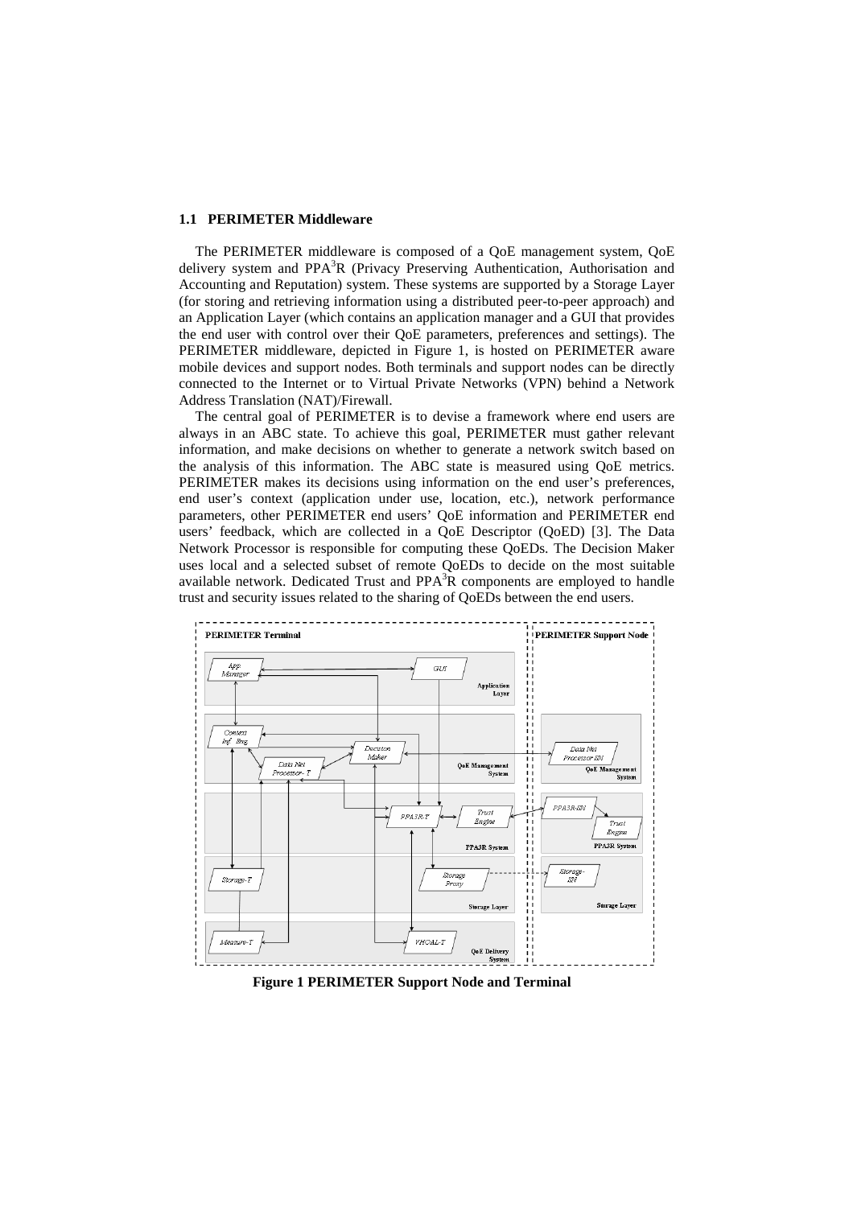### 1.1 PERIMETER Middleware

The PERIMETER middleware is composed of a QoE management system, QoE delivery system and PPA$^3$R (Privacy Preserving Authentication, Authorisation and Accounting and Reputation) system. These systems are supported by a Storage Layer (for storing and retrieving information using a distributed peer-to-peer approach) and an Application Layer (which contains an application manager and a GUI that provides the end user with control over their QoE parameters, preferences and settings). The PERIMETER middleware, depicted in Figure 1, is hosted on PERIMETER aware mobile devices and support nodes. Both terminals and support nodes can be directly connected to the Internet or to Virtual Private Networks (VPN) behind a Network Address Translation (NAT)/Firewall.

The central goal of PERIMETER is to devise a framework where end users are always in an ABC state. To achieve this goal, PERIMETER must gather relevant information, and make decisions on whether to generate a network switch based on the analysis of this information. The ABC state is measured using QoE metrics. PERIMETER makes its decisions using information on the end user's preferences, end user's context (application under use, location, etc.), network performance parameters, other PERIMETER end users' QoE information and PERIMETER end users' feedback, which are collected in a QoE Descriptor (QoED) [3]. The Data Network Processor is responsible for computing these QoEDs. The Decision Maker uses local and a selected subset of remote QoEDs to decide on the most suitable available network. Dedicated Trust and PPA$^3$R components are employed to handle trust and security issues related to the sharing of QoEDs between the end users.

**Figure 1 PERIMETER Support Node and Terminal**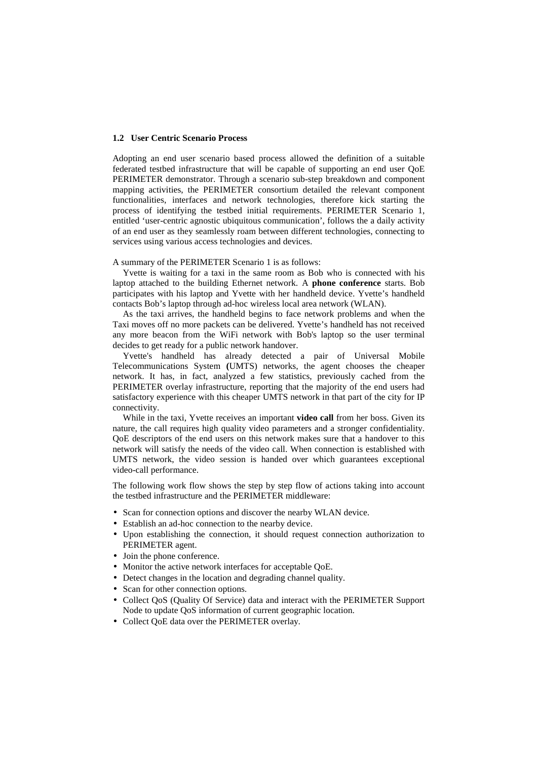### 1.2 User Centric Scenario Process

Adopting an end user scenario based process allowed the definition of a suitable federated testbed infrastructure that will be capable of supporting an end user QoE PERIMETER demonstrator. Through a scenario sub-step breakdown and component mapping activities, the PERIMETER consortium detailed the relevant component functionalities, interfaces and network technologies, therefore kick starting the process of identifying the testbed initial requirements. PERIMETER Scenario 1, entitled 'user-centric agnostic ubiquitous communication', follows the a daily activity of an end user as they seamlessly roam between different technologies, connecting to services using various access technologies and devices.

A summary of the PERIMETER Scenario 1 is as follows:

Yvette is waiting for a taxi in the same room as Bob who is connected with his laptop attached to the building Ethernet network. A **phone conference** starts. Bob participates with his laptop and Yvette with her handheld device. Yvette's handheld contacts Bob's laptop through ad-hoc wireless local area network (WLAN).

As the taxi arrives, the handheld begins to face network problems and when the Taxi moves off no more packets can be delivered. Yvette's handheld has not received any more beacon from the WiFi network with Bob's laptop so the user terminal decides to get ready for a public network handover.

Yvette's handheld has already detected a pair of Universal Mobile Telecommunications System **(**UMTS) networks, the agent chooses the cheaper network. It has, in fact, analyzed a few statistics, previously cached from the PERIMETER overlay infrastructure, reporting that the majority of the end users had satisfactory experience with this cheaper UMTS network in that part of the city for IP connectivity.

While in the taxi, Yvette receives an important **video call** from her boss. Given its nature, the call requires high quality video parameters and a stronger confidentiality. QoE descriptors of the end users on this network makes sure that a handover to this network will satisfy the needs of the video call. When connection is established with UMTS network, the video session is handed over which guarantees exceptional video-call performance.

The following work flow shows the step by step flow of actions taking into account the testbed infrastructure and the PERIMETER middleware:

- Scan for connection options and discover the nearby WLAN device.
- Establish an ad-hoc connection to the nearby device.
- Upon establishing the connection, it should request connection authorization to PERIMETER agent.
- Join the phone conference.
- Monitor the active network interfaces for acceptable QoE.
- Detect changes in the location and degrading channel quality.
- Scan for other connection options.
- Collect QoS (Quality Of Service) data and interact with the PERIMETER Support Node to update QoS information of current geographic location.
- Collect QoE data over the PERIMETER overlay.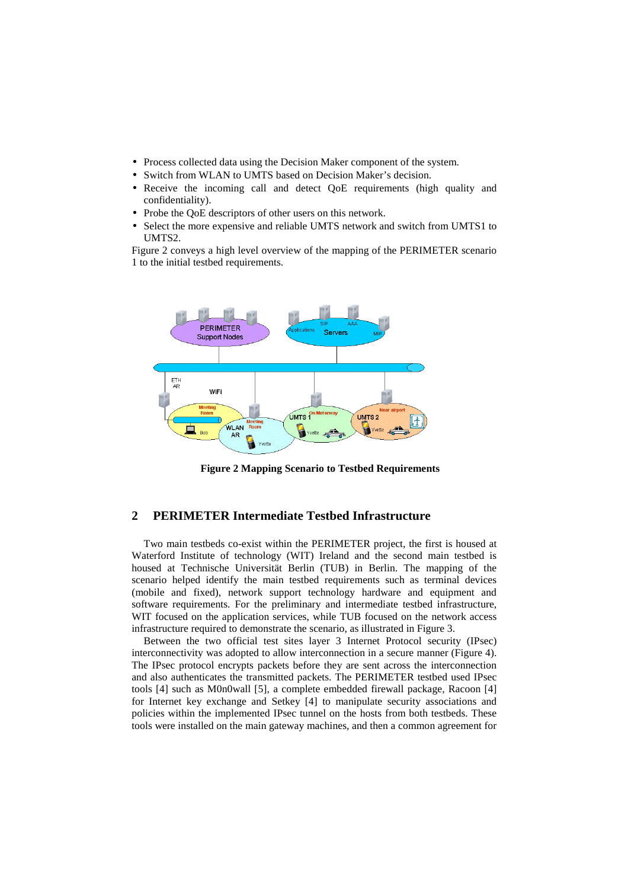- Process collected data using the Decision Maker component of the system.
- Switch from WLAN to UMTS based on Decision Maker's decision.
- Receive the incoming call and detect QoE requirements (high quality and confidentiality).
- Probe the QoE descriptors of other users on this network.
- Select the more expensive and reliable UMTS network and switch from UMTS1 to UMTS2.

Figure 2 conveys a high level overview of the mapping of the PERIMETER scenario 1 to the initial testbed requirements.

**Figure 2 Mapping Scenario to Testbed Requirements**

## 2 PERIMETER Intermediate Testbed Infrastructure

Two main testbeds co-exist within the PERIMETER project, the first is housed at Waterford Institute of technology (WIT) Ireland and the second main testbed is housed at Technische Universität Berlin (TUB) in Berlin. The mapping of the scenario helped identify the main testbed requirements such as terminal devices (mobile and fixed), network support technology hardware and equipment and software requirements. For the preliminary and intermediate testbed infrastructure, WIT focused on the application services, while TUB focused on the network access infrastructure required to demonstrate the scenario, as illustrated in Figure 3.

Between the two official test sites layer 3 Internet Protocol security (IPsec) interconnectivity was adopted to allow interconnection in a secure manner (Figure 4). The IPsec protocol encrypts packets before they are sent across the interconnection and also authenticates the transmitted packets. The PERIMETER testbed used IPsec tools [4] such as M0n0wall [5], a complete embedded firewall package, Racoon [4] for Internet key exchange and Setkey [4] to manipulate security associations and policies within the implemented IPsec tunnel on the hosts from both testbeds. These tools were installed on the main gateway machines, and then a common agreement for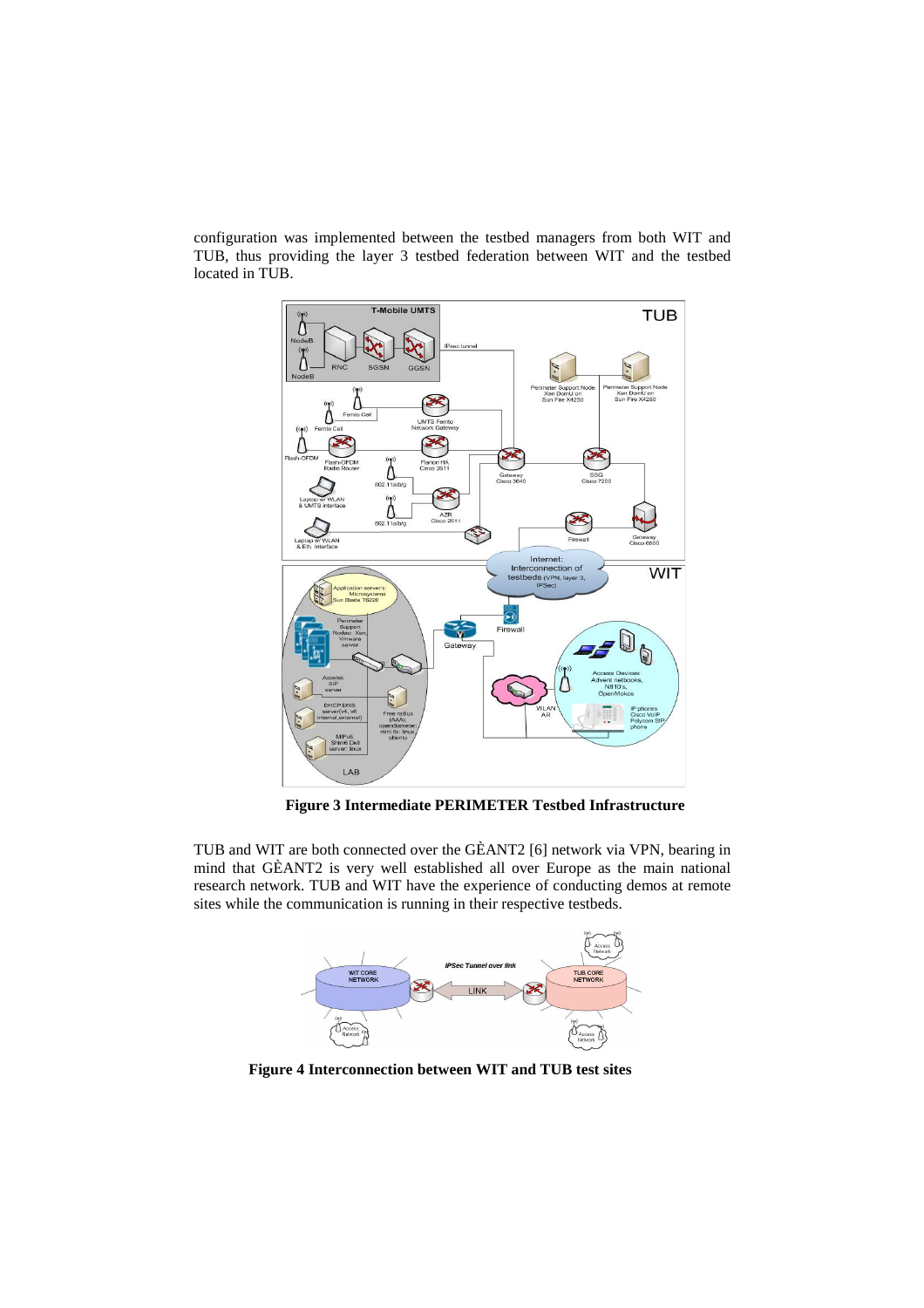configuration was implemented between the testbed managers from both WIT and TUB, thus providing the layer 3 testbed federation between WIT and the testbed located in TUB.

**Figure 3 Intermediate PERIMETER Testbed Infrastructure**

TUB and WIT are both connected over the GÈANT2 [6] network via VPN, bearing in mind that GÈANT2 is very well established all over Europe as the main national research network. TUB and WIT have the experience of conducting demos at remote sites while the communication is running in their respective testbeds.

**Figure 4 Interconnection between WIT and TUB test sites**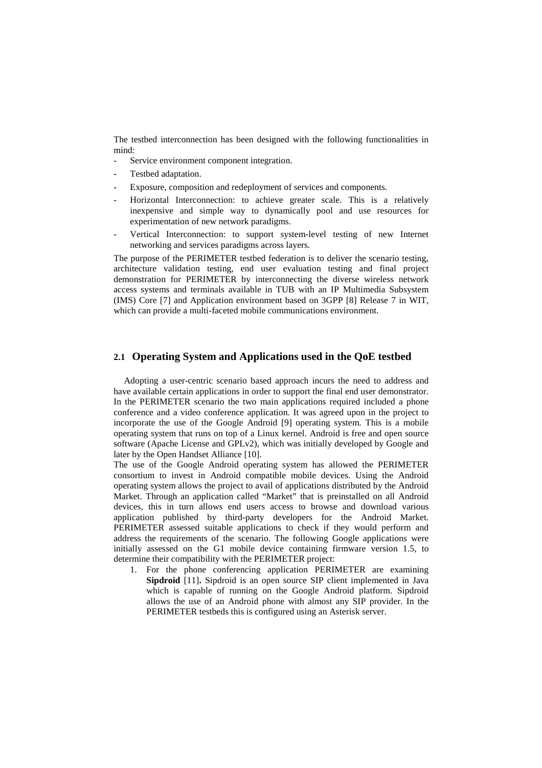The testbed interconnection has been designed with the following functionalities in mind:

- Service environment component integration.
- Testbed adaptation.
- Exposure, composition and redeployment of services and components.
- Horizontal Interconnection: to achieve greater scale. This is a relatively inexpensive and simple way to dynamically pool and use resources for experimentation of new network paradigms.
- Vertical Interconnection: to support system-level testing of new Internet networking and services paradigms across layers.

The purpose of the PERIMETER testbed federation is to deliver the scenario testing, architecture validation testing, end user evaluation testing and final project demonstration for PERIMETER by interconnecting the diverse wireless network access systems and terminals available in TUB with an IP Multimedia Subsystem (IMS) Core [7] and Application environment based on 3GPP [8] Release 7 in WIT, which can provide a multi-faceted mobile communications environment.

## 2.1 Operating System and Applications used in the QoE testbed

Adopting a user-centric scenario based approach incurs the need to address and have available certain applications in order to support the final end user demonstrator. In the PERIMETER scenario the two main applications required included a phone conference and a video conference application. It was agreed upon in the project to incorporate the use of the Google Android [9] operating system. This is a mobile operating system that runs on top of a Linux kernel. Android is free and open source software (Apache License and GPLv2), which was initially developed by Google and later by the Open Handset Alliance [10].

The use of the Google Android operating system has allowed the PERIMETER consortium to invest in Android compatible mobile devices. Using the Android operating system allows the project to avail of applications distributed by the Android Market. Through an application called "Market" that is preinstalled on all Android devices, this in turn allows end users access to browse and download various application published by third-party developers for the Android Market. PERIMETER assessed suitable applications to check if they would perform and address the requirements of the scenario. The following Google applications were initially assessed on the G1 mobile device containing firmware version 1.5, to determine their compatibility with the PERIMETER project:

1. For the phone conferencing application PERIMETER are examining **Sipdroid** [11]**.** Sipdroid is an open source SIP client implemented in Java which is capable of running on the Google Android platform. Sipdroid allows the use of an Android phone with almost any SIP provider. In the PERIMETER testbeds this is configured using an Asterisk server.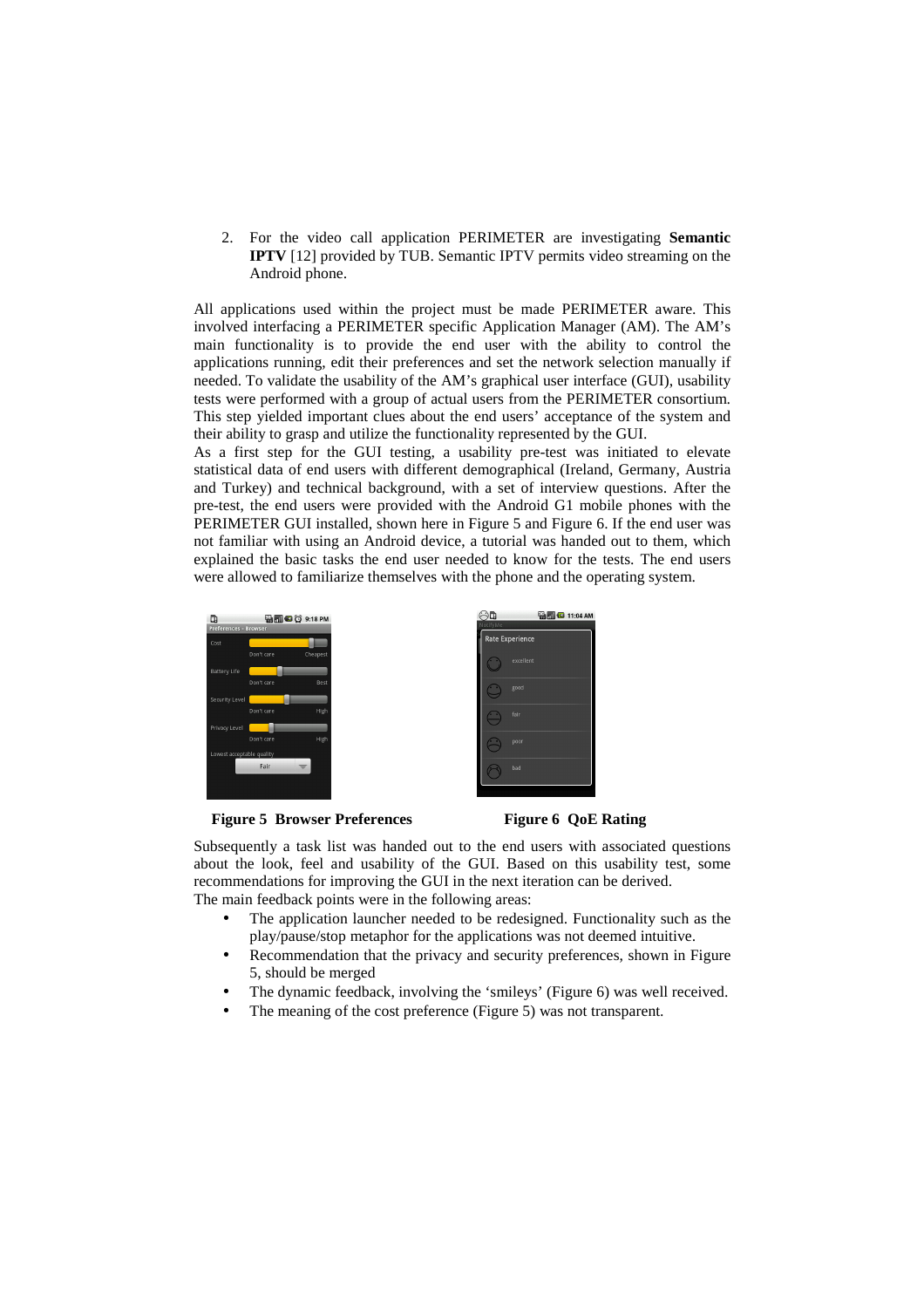2. For the video call application PERIMETER are investigating **Semantic IPTV** [12] provided by TUB. Semantic IPTV permits video streaming on the Android phone.

All applications used within the project must be made PERIMETER aware. This involved interfacing a PERIMETER specific Application Manager (AM). The AM's main functionality is to provide the end user with the ability to control the applications running, edit their preferences and set the network selection manually if needed. To validate the usability of the AM's graphical user interface (GUI), usability tests were performed with a group of actual users from the PERIMETER consortium. This step yielded important clues about the end users' acceptance of the system and their ability to grasp and utilize the functionality represented by the GUI.

As a first step for the GUI testing, a usability pre-test was initiated to elevate statistical data of end users with different demographical (Ireland, Germany, Austria and Turkey) and technical background, with a set of interview questions. After the pre-test, the end users were provided with the Android G1 mobile phones with the PERIMETER GUI installed, shown here in Figure 5 and Figure 6. If the end user was not familiar with using an Android device, a tutorial was handed out to them, which explained the basic tasks the end user needed to know for the tests. The end users were allowed to familiarize themselves with the phone and the operating system.

**Figure 5 Browser Preferences**

**Figure 6 QoE Rating**

Subsequently a task list was handed out to the end users with associated questions about the look, feel and usability of the GUI. Based on this usability test, some recommendations for improving the GUI in the next iteration can be derived.

The main feedback points were in the following areas:

- The application launcher needed to be redesigned. Functionality such as the play/pause/stop metaphor for the applications was not deemed intuitive.
- Recommendation that the privacy and security preferences, shown in Figure 5, should be merged
- The dynamic feedback, involving the 'smileys' (Figure 6) was well received.
- The meaning of the cost preference (Figure 5) was not transparent.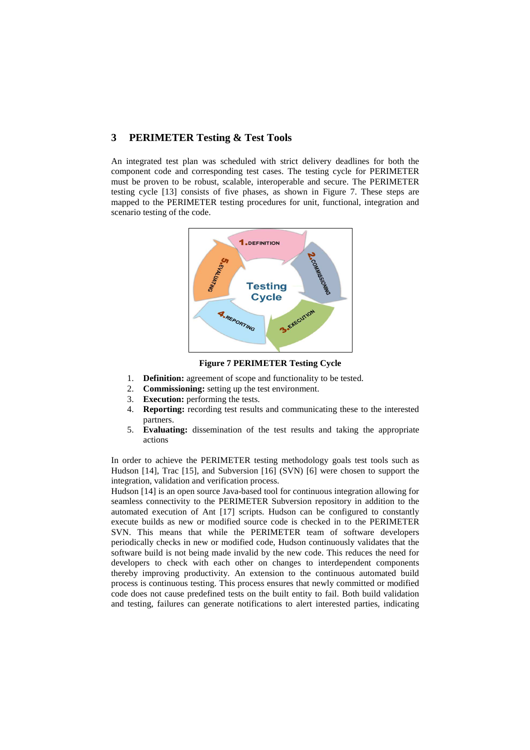## 3 PERIMETER Testing & Test Tools

An integrated test plan was scheduled with strict delivery deadlines for both the component code and corresponding test cases. The testing cycle for PERIMETER must be proven to be robust, scalable, interoperable and secure. The PERIMETER testing cycle [13] consists of five phases, as shown in Figure 7. These steps are mapped to the PERIMETER testing procedures for unit, functional, integration and scenario testing of the code.

**Figure 7 PERIMETER Testing Cycle**

1. **Definition:** agreement of scope and functionality to be tested.
2. **Commissioning:** setting up the test environment.
3. **Execution:** performing the tests.
4. **Reporting:** recording test results and communicating these to the interested partners.
5. **Evaluating:** dissemination of the test results and taking the appropriate actions

In order to achieve the PERIMETER testing methodology goals test tools such as Hudson [14], Trac [15], and Subversion [16] (SVN) [6] were chosen to support the integration, validation and verification process.

Hudson [14] is an open source Java-based tool for continuous integration allowing for seamless connectivity to the PERIMETER Subversion repository in addition to the automated execution of Ant [17] scripts. Hudson can be configured to constantly execute builds as new or modified source code is checked in to the PERIMETER SVN. This means that while the PERIMETER team of software developers periodically checks in new or modified code, Hudson continuously validates that the software build is not being made invalid by the new code. This reduces the need for developers to check with each other on changes to interdependent components thereby improving productivity. An extension to the continuous automated build process is continuous testing. This process ensures that newly committed or modified code does not cause predefined tests on the built entity to fail. Both build validation and testing, failures can generate notifications to alert interested parties, indicating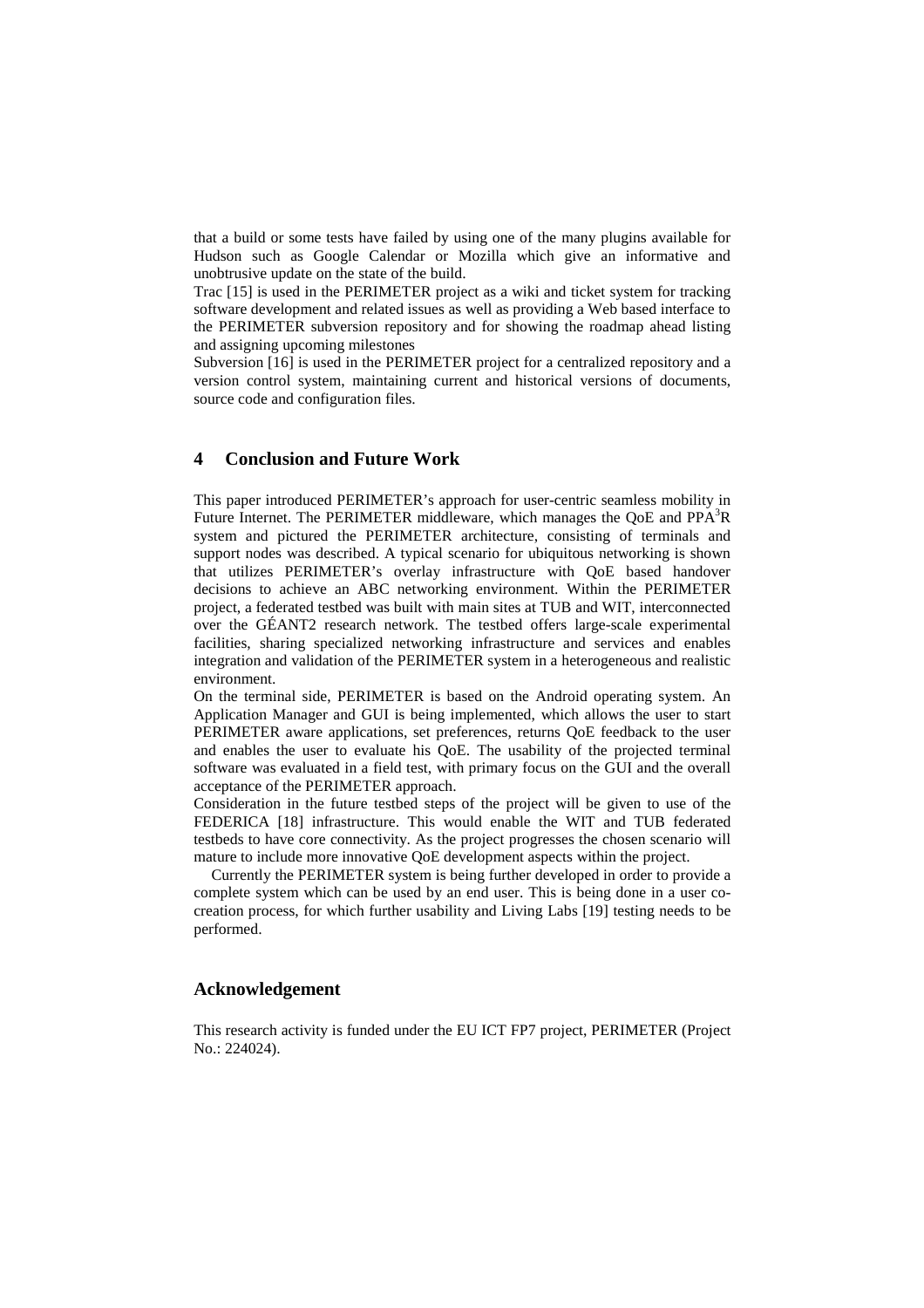that a build or some tests have failed by using one of the many plugins available for Hudson such as Google Calendar or Mozilla which give an informative and unobtrusive update on the state of the build.

Trac [15] is used in the PERIMETER project as a wiki and ticket system for tracking software development and related issues as well as providing a Web based interface to the PERIMETER subversion repository and for showing the roadmap ahead listing and assigning upcoming milestones

Subversion [16] is used in the PERIMETER project for a centralized repository and a version control system, maintaining current and historical versions of documents, source code and configuration files.

## 4 Conclusion and Future Work

This paper introduced PERIMETER's approach for user-centric seamless mobility in Future Internet. The PERIMETER middleware, which manages the QoE and $PPA^3R$ system and pictured the PERIMETER architecture, consisting of terminals and support nodes was described. A typical scenario for ubiquitous networking is shown that utilizes PERIMETER's overlay infrastructure with QoE based handover decisions to achieve an ABC networking environment. Within the PERIMETER project, a federated testbed was built with main sites at TUB and WIT, interconnected over the GÉANT2 research network. The testbed offers large-scale experimental facilities, sharing specialized networking infrastructure and services and enables integration and validation of the PERIMETER system in a heterogeneous and realistic environment.

On the terminal side, PERIMETER is based on the Android operating system. An Application Manager and GUI is being implemented, which allows the user to start PERIMETER aware applications, set preferences, returns QoE feedback to the user and enables the user to evaluate his QoE. The usability of the projected terminal software was evaluated in a field test, with primary focus on the GUI and the overall acceptance of the PERIMETER approach.

Consideration in the future testbed steps of the project will be given to use of the FEDERICA [18] infrastructure. This would enable the WIT and TUB federated testbeds to have core connectivity. As the project progresses the chosen scenario will mature to include more innovative QoE development aspects within the project.

Currently the PERIMETER system is being further developed in order to provide a complete system which can be used by an end user. This is being done in a user co-creation process, for which further usability and Living Labs [19] testing needs to be performed.

## Acknowledgement

This research activity is funded under the EU ICT FP7 project, PERIMETER (Project No.: 224024).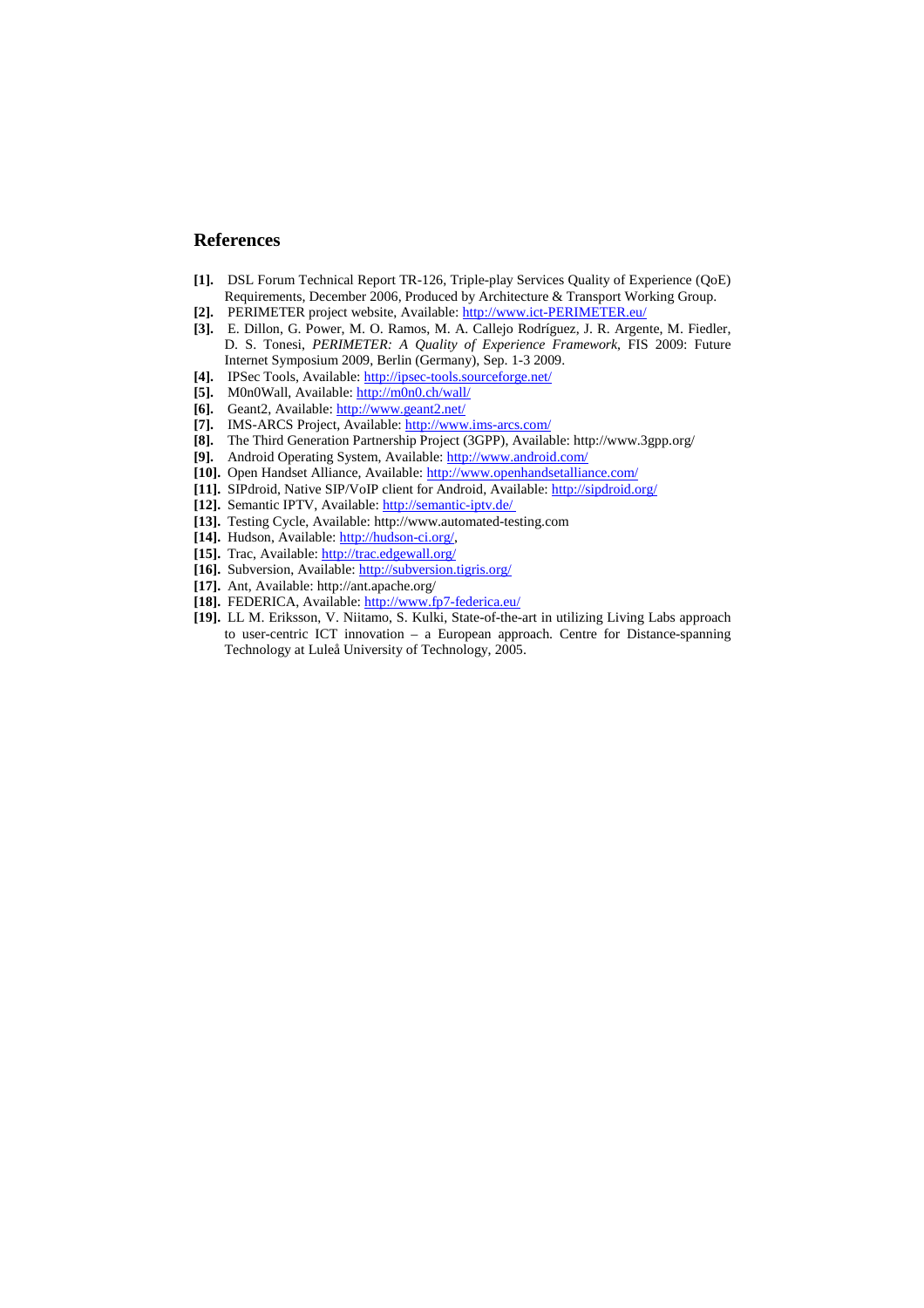## References

**[1].** DSL Forum Technical Report TR-126, Triple-play Services Quality of Experience (QoE) Requirements, December 2006, Produced by Architecture & Transport Working Group.

**[2].** PERIMETER project website, Available: http://www.ict-PERIMETER.eu/

**[3].** E. Dillon, G. Power, M. O. Ramos, M. A. Callejo Rodríguez, J. R. Argente, M. Fiedler, D. S. Tonesi, *PERIMETER: A Quality of Experience Framework*, FIS 2009: Future Internet Symposium 2009, Berlin (Germany), Sep. 1-3 2009.

**[4].** IPSec Tools, Available: http://ipsec-tools.sourceforge.net/

**[5].** M0n0Wall, Available: http://m0n0.ch/wall/

**[6].** Geant2, Available: http://www.geant2.net/

**[7].** IMS-ARCS Project, Available: http://www.ims-arcs.com/

**[8].** The Third Generation Partnership Project (3GPP), Available: http://www.3gpp.org/

**[9].** Android Operating System, Available: http://www.android.com/

**[10].** Open Handset Alliance, Available: http://www.openhandsetalliance.com/

**[11].** SIPdroid, Native SIP/VoIP client for Android, Available: http://sipdroid.org/

**[12].** Semantic IPTV, Available: http://semantic-iptv.de/

**[13].** Testing Cycle, Available: http://www.automated-testing.com

**[14].** Hudson, Available: http://hudson-ci.org/,

**[15].** Trac, Available: http://trac.edgewall.org/

**[16].** Subversion, Available: http://subversion.tigris.org/

**[17].** Ant, Available: http://ant.apache.org/

**[18].** FEDERICA, Available: http://www.fp7-federica.eu/

**[19].** LL M. Eriksson, V. Niitamo, S. Kulki, State-of-the-art in utilizing Living Labs approach to user-centric ICT innovation – a European approach. Centre for Distance-spanning Technology at Luleå University of Technology, 2005.